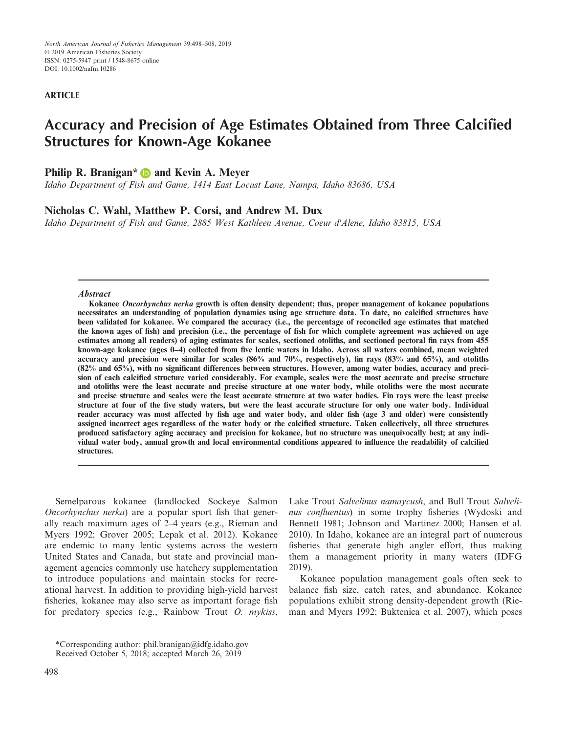ARTICLE

# Accuracy and Precision of Age Estimates Obtained from Three Calcified Structures for Known-Age Kokanee

**Philip R. Branigan*** and **Kevin A. Meyer**

*Idaho Department of Fish and Game, 1414 East Locust Lane, Nampa, Idaho 83686, USA*

**Nicholas C. Wahl, Matthew P. Corsi, and Andrew M. Dux**

*Idaho Department of Fish and Game, 2885 West Kathleen Avenue, Coeur d'Alene, Idaho 83815, USA*

## Abstract

**Kokanee *Oncorhynchus nerka* growth is often density dependent; thus, proper management of kokanee populations necessitates an understanding of population dynamics using age structure data. To date, no calcified structures have been validated for kokanee. We compared the accuracy (i.e., the percentage of reconciled age estimates that matched the known ages of fish) and precision (i.e., the percentage of fish for which complete agreement was achieved on age estimates among all readers) of aging estimates for scales, sectioned otoliths, and sectioned pectoral fin rays from 455 known-age kokanee (ages 0–4) collected from five lentic waters in Idaho. Across all waters combined, mean weighted accuracy and precision were similar for scales (86% and 70%, respectively), fin rays (83% and 65%), and otoliths (82% and 65%), with no significant differences between structures. However, among water bodies, accuracy and precision of each calcified structure varied considerably. For example, scales were the most accurate and precise structure and otoliths were the least accurate and precise structure at one water body, while otoliths were the most accurate and precise structure and scales were the least accurate structure at two water bodies. Fin rays were the least precise structure at four of the five study waters, but were the least accurate structure for only one water body. Individual reader accuracy was most affected by fish age and water body, and older fish (age 3 and older) were consistently assigned incorrect ages regardless of the water body or the calcified structure. Taken collectively, all three structures produced satisfactory aging accuracy and precision for kokanee, but no structure was unequivocally best; at any individual water body, annual growth and local environmental conditions appeared to influence the readability of calcified structures.**

Semelparous kokanee (landlocked Sockeye Salmon *Oncorhynchus nerka*) are a popular sport fish that generally reach maximum ages of 2–4 years (e.g., Rieman and Myers 1992; Grover 2005; Lepak et al. 2012). Kokanee are endemic to many lentic systems across the western United States and Canada, but state and provincial management agencies commonly use hatchery supplementation to introduce populations and maintain stocks for recreational harvest. In addition to providing high-yield harvest fisheries, kokanee may also serve as important forage fish for predatory species (e.g., Rainbow Trout *O. mykiss*, Lake Trout *Salvelinus namaycush*, and Bull Trout *Salvelinus confluentus*) in some trophy fisheries (Wydoski and Bennett 1981; Johnson and Martinez 2000; Hansen et al. 2010). In Idaho, kokanee are an integral part of numerous fisheries that generate high angler effort, thus making them a management priority in many waters (IDFG 2019).

Kokanee population management goals often seek to balance fish size, catch rates, and abundance. Kokanee populations exhibit strong density-dependent growth (Rieman and Myers 1992; Buktenica et al. 2007), which poses

*Corresponding author: phil.branigan@idfg.idaho.gov
Received October 5, 2018; accepted March 26, 2019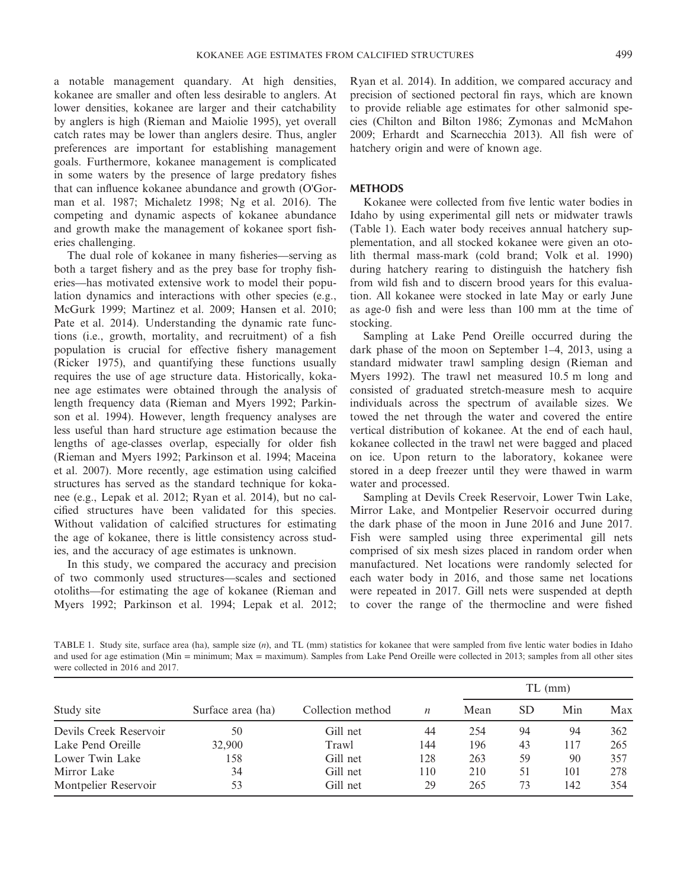a notable management quandary. At high densities, kokanee are smaller and often less desirable to anglers. At lower densities, kokanee are larger and their catchability by anglers is high (Rieman and Maiolie 1995), yet overall catch rates may be lower than anglers desire. Thus, angler preferences are important for establishing management goals. Furthermore, kokanee management is complicated in some waters by the presence of large predatory fishes that can influence kokanee abundance and growth (O'Gorman et al. 1987; Michaletz 1998; Ng et al. 2016). The competing and dynamic aspects of kokanee abundance and growth make the management of kokanee sport fisheries challenging.

The dual role of kokanee in many fisheries—serving as both a target fishery and as the prey base for trophy fisheries—has motivated extensive work to model their population dynamics and interactions with other species (e.g., McGurk 1999; Martinez et al. 2009; Hansen et al. 2010; Pate et al. 2014). Understanding the dynamic rate functions (i.e., growth, mortality, and recruitment) of a fish population is crucial for effective fishery management (Ricker 1975), and quantifying these functions usually requires the use of age structure data. Historically, kokanee age estimates were obtained through the analysis of length frequency data (Rieman and Myers 1992; Parkinson et al. 1994). However, length frequency analyses are less useful than hard structure age estimation because the lengths of age-classes overlap, especially for older fish (Rieman and Myers 1992; Parkinson et al. 1994; Maceina et al. 2007). More recently, age estimation using calcified structures has served as the standard technique for kokanee (e.g., Lepak et al. 2012; Ryan et al. 2014), but no calcified structures have been validated for this species. Without validation of calcified structures for estimating the age of kokanee, there is little consistency across studies, and the accuracy of age estimates is unknown.

In this study, we compared the accuracy and precision of two commonly used structures—scales and sectioned otoliths—for estimating the age of kokanee (Rieman and Myers 1992; Parkinson et al. 1994; Lepak et al. 2012; Ryan et al. 2014). In addition, we compared accuracy and precision of sectioned pectoral fin rays, which are known to provide reliable age estimates for other salmonid species (Chilton and Bilton 1986; Zymonas and McMahon 2009; Erhardt and Scarnecchia 2013). All fish were of hatchery origin and were of known age.

## METHODS

Kokanee were collected from five lentic water bodies in Idaho by using experimental gill nets or midwater trawls (Table 1). Each water body receives annual hatchery supplementation, and all stocked kokanee were given an otolith thermal mass-mark (cold brand; Volk et al. 1990) during hatchery rearing to distinguish the hatchery fish from wild fish and to discern brood years for this evaluation. All kokanee were stocked in late May or early June as age-0 fish and were less than 100 mm at the time of stocking.

Sampling at Lake Pend Oreille occurred during the dark phase of the moon on September 1–4, 2013, using a standard midwater trawl sampling design (Rieman and Myers 1992). The trawl net measured 10.5 m long and consisted of graduated stretch-measure mesh to acquire individuals across the spectrum of available sizes. We towed the net through the water and covered the entire vertical distribution of kokanee. At the end of each haul, kokanee collected in the trawl net were bagged and placed on ice. Upon return to the laboratory, kokanee were stored in a deep freezer until they were thawed in warm water and processed.

Sampling at Devils Creek Reservoir, Lower Twin Lake, Mirror Lake, and Montpelier Reservoir occurred during the dark phase of the moon in June 2016 and June 2017. Fish were sampled using three experimental gill nets comprised of six mesh sizes placed in random order when manufactured. Net locations were randomly selected for each water body in 2016, and those same net locations were repeated in 2017. Gill nets were suspended at depth to cover the range of the thermocline and were fished

TABLE 1. Study site, surface area (ha), sample size (*n*), and TL (mm) statistics for kokanee that were sampled from five lentic water bodies in Idaho and used for age estimation (Min = minimum; Max = maximum). Samples from Lake Pend Oreille were collected in 2013; samples from all other sites were collected in 2016 and 2017.

| Study site | Surface area (ha) | Collection method | *n* | TL (mm) | | | |
|---|---|---|---|---|---|---|---|
| | | | | Mean | SD | Min | Max |
| Devils Creek Reservoir | 50 | Gill net | 44 | 254 | 94 | 94 | 362 |
| Lake Pend Oreille | 32,900 | Trawl | 144 | 196 | 43 | 117 | 265 |
| Lower Twin Lake | 158 | Gill net | 128 | 263 | 59 | 90 | 357 |
| Mirror Lake | 34 | Gill net | 110 | 210 | 51 | 101 | 278 |
| Montpelier Reservoir | 53 | Gill net | 29 | 265 | 73 | 142 | 354 |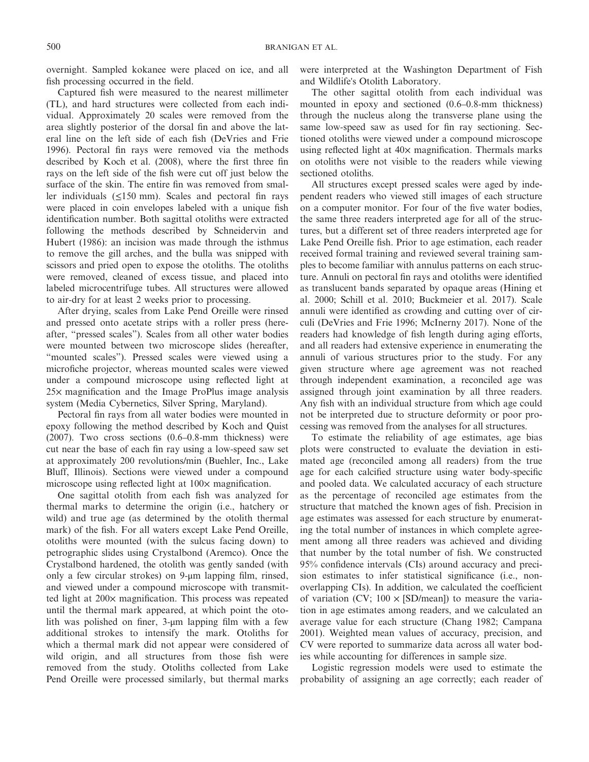overnight. Sampled kokanee were placed on ice, and all fish processing occurred in the field.

Captured fish were measured to the nearest millimeter (TL), and hard structures were collected from each individual. Approximately 20 scales were removed from the area slightly posterior of the dorsal fin and above the lateral line on the left side of each fish (DeVries and Frie 1996). Pectoral fin rays were removed via the methods described by Koch et al. (2008), where the first three fin rays on the left side of the fish were cut off just below the surface of the skin. The entire fin was removed from smaller individuals (≤150 mm). Scales and pectoral fin rays were placed in coin envelopes labeled with a unique fish identification number. Both sagittal otoliths were extracted following the methods described by Schneidervin and Hubert (1986): an incision was made through the isthmus to remove the gill arches, and the bulla was snipped with scissors and pried open to expose the otoliths. The otoliths were removed, cleaned of excess tissue, and placed into labeled microcentrifuge tubes. All structures were allowed to air-dry for at least 2 weeks prior to processing.

After drying, scales from Lake Pend Oreille were rinsed and pressed onto acetate strips with a roller press (hereafter, "pressed scales"). Scales from all other water bodies were mounted between two microscope slides (hereafter, "mounted scales"). Pressed scales were viewed using a microfiche projector, whereas mounted scales were viewed under a compound microscope using reflected light at 25× magnification and the Image ProPlus image analysis system (Media Cybernetics, Silver Spring, Maryland).

Pectoral fin rays from all water bodies were mounted in epoxy following the method described by Koch and Quist (2007). Two cross sections (0.6–0.8-mm thickness) were cut near the base of each fin ray using a low-speed saw set at approximately 200 revolutions/min (Buehler, Inc., Lake Bluff, Illinois). Sections were viewed under a compound microscope using reflected light at 100× magnification.

One sagittal otolith from each fish was analyzed for thermal marks to determine the origin (i.e., hatchery or wild) and true age (as determined by the otolith thermal mark) of the fish. For all waters except Lake Pend Oreille, otoliths were mounted (with the sulcus facing down) to petrographic slides using Crystalbond (Aremco). Once the Crystalbond hardened, the otolith was gently sanded (with only a few circular strokes) on 9-μm lapping film, rinsed, and viewed under a compound microscope with transmitted light at 200× magnification. This process was repeated until the thermal mark appeared, at which point the otolith was polished on finer, 3-μm lapping film with a few additional strokes to intensify the mark. Otoliths for which a thermal mark did not appear were considered of wild origin, and all structures from those fish were removed from the study. Otoliths collected from Lake Pend Oreille were processed similarly, but thermal marks were interpreted at the Washington Department of Fish and Wildlife's Otolith Laboratory.

The other sagittal otolith from each individual was mounted in epoxy and sectioned (0.6–0.8-mm thickness) through the nucleus along the transverse plane using the same low-speed saw as used for fin ray sectioning. Sectioned otoliths were viewed under a compound microscope using reflected light at 40× magnification. Thermals marks on otoliths were not visible to the readers while viewing sectioned otoliths.

All structures except pressed scales were aged by independent readers who viewed still images of each structure on a computer monitor. For four of the five water bodies, the same three readers interpreted age for all of the structures, but a different set of three readers interpreted age for Lake Pend Oreille fish. Prior to age estimation, each reader received formal training and reviewed several training samples to become familiar with annulus patterns on each structure. Annuli on pectoral fin rays and otoliths were identified as translucent bands separated by opaque areas (Hining et al. 2000; Schill et al. 2010; Buckmeier et al. 2017). Scale annuli were identified as crowding and cutting over of circuli (DeVries and Frie 1996; McInerny 2017). None of the readers had knowledge of fish length during aging efforts, and all readers had extensive experience in enumerating the annuli of various structures prior to the study. For any given structure where age agreement was not reached through independent examination, a reconciled age was assigned through joint examination by all three readers. Any fish with an individual structure from which age could not be interpreted due to structure deformity or poor processing was removed from the analyses for all structures.

To estimate the reliability of age estimates, age bias plots were constructed to evaluate the deviation in estimated age (reconciled among all readers) from the true age for each calcified structure using water body-specific and pooled data. We calculated accuracy of each structure as the percentage of reconciled age estimates from the structure that matched the known ages of fish. Precision in age estimates was assessed for each structure by enumerating the total number of instances in which complete agreement among all three readers was achieved and dividing that number by the total number of fish. We constructed 95% confidence intervals (CIs) around accuracy and precision estimates to infer statistical significance (i.e., nonoverlapping CIs). In addition, we calculated the coefficient of variation (CV; $100 \times$ [SD/mean]) to measure the variation in age estimates among readers, and we calculated an average value for each structure (Chang 1982; Campana 2001). Weighted mean values of accuracy, precision, and CV were reported to summarize data across all water bodies while accounting for differences in sample size.

Logistic regression models were used to estimate the probability of assigning an age correctly; each reader of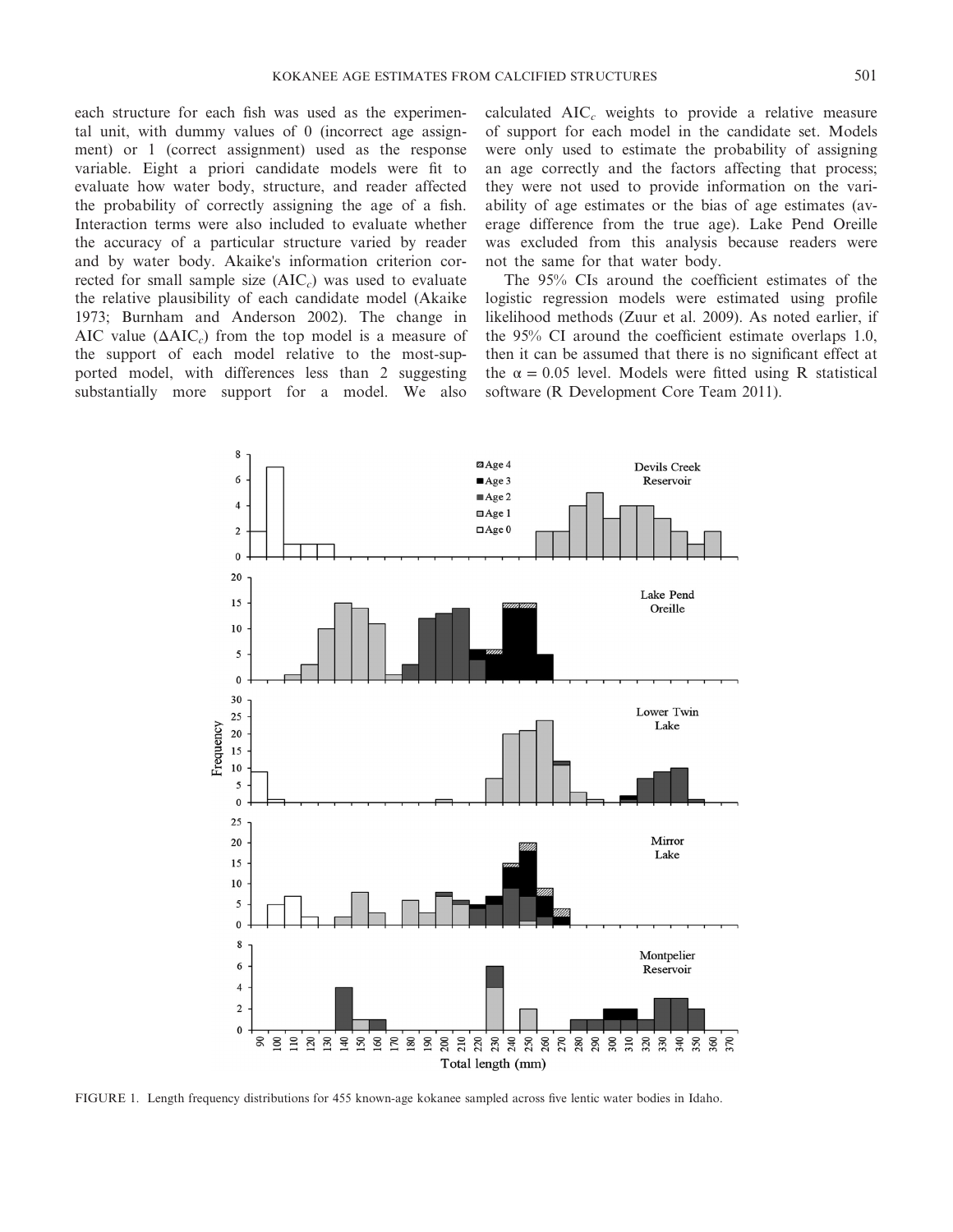each structure for each fish was used as the experimental unit, with dummy values of 0 (incorrect age assignment) or 1 (correct assignment) used as the response variable. Eight a priori candidate models were fit to evaluate how water body, structure, and reader affected the probability of correctly assigning the age of a fish. Interaction terms were also included to evaluate whether the accuracy of a particular structure varied by reader and by water body. Akaike's information criterion corrected for small sample size ($AIC_c$) was used to evaluate the relative plausibility of each candidate model (Akaike 1973; Burnham and Anderson 2002). The change in AIC value ($\Delta AIC_c$) from the top model is a measure of the support of each model relative to the most-supported model, with differences less than 2 suggesting substantially more support for a model. We also calculated $AIC_c$ weights to provide a relative measure of support for each model in the candidate set. Models were only used to estimate the probability of assigning an age correctly and the factors affecting that process; they were not used to provide information on the variability of age estimates or the bias of age estimates (average difference from the true age). Lake Pend Oreille was excluded from this analysis because readers were not the same for that water body.

The 95% CIs around the coefficient estimates of the logistic regression models were estimated using profile likelihood methods (Zuur et al. 2009). As noted earlier, if the 95% CI around the coefficient estimate overlaps 1.0, then it can be assumed that there is no significant effect at the $\alpha = 0.05$ level. Models were fitted using R statistical software (R Development Core Team 2011).

FIGURE 1. Length frequency distributions for 455 known-age kokanee sampled across five lentic water bodies in Idaho.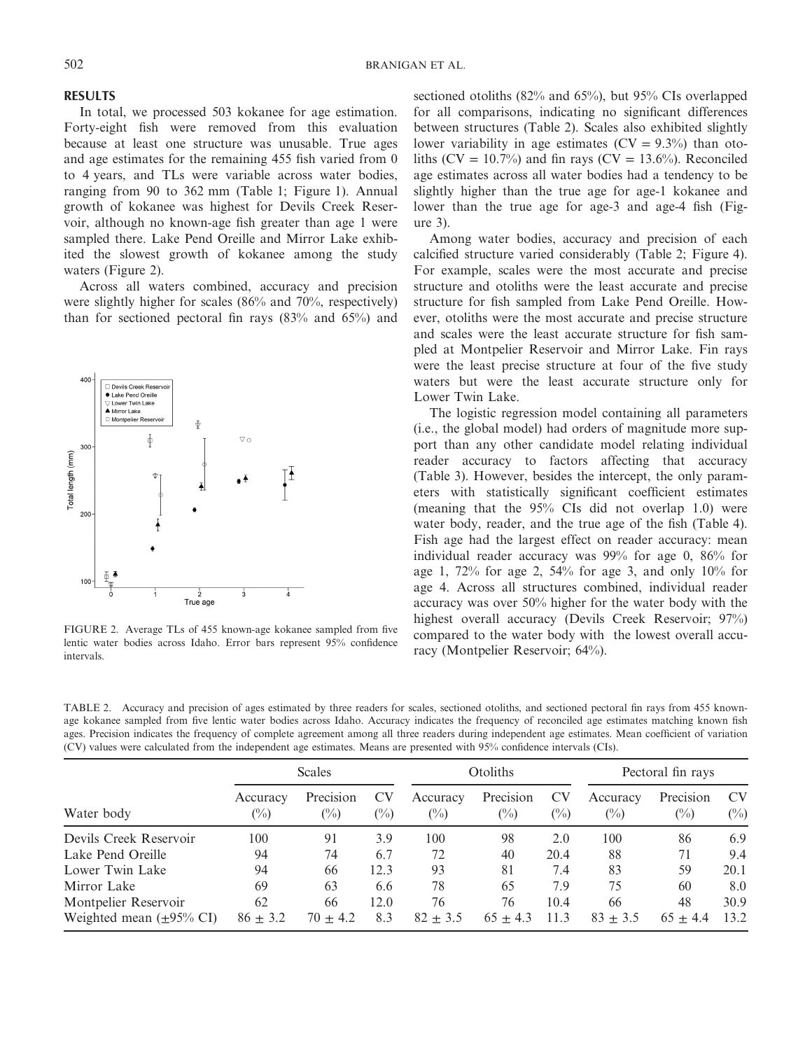## RESULTS

In total, we processed 503 kokanee for age estimation. Forty-eight fish were removed from this evaluation because at least one structure was unusable. True ages and age estimates for the remaining 455 fish varied from 0 to 4 years, and TLs were variable across water bodies, ranging from 90 to 362 mm (Table 1; Figure 1). Annual growth of kokanee was highest for Devils Creek Reservoir, although no known-age fish greater than age 1 were sampled there. Lake Pend Oreille and Mirror Lake exhibited the slowest growth of kokanee among the study waters (Figure 2).

Across all waters combined, accuracy and precision were slightly higher for scales (86% and 70%, respectively) than for sectioned pectoral fin rays (83% and 65%) and sectioned otoliths (82% and 65%), but 95% CIs overlapped for all comparisons, indicating no significant differences between structures (Table 2). Scales also exhibited slightly lower variability in age estimates (CV = 9.3%) than otoliths (CV = 10.7%) and fin rays (CV = 13.6%). Reconciled age estimates across all water bodies had a tendency to be slightly higher than the true age for age-1 kokanee and lower than the true age for age-3 and age-4 fish (Figure 3).

FIGURE 2. Average TLs of 455 known-age kokanee sampled from five lentic water bodies across Idaho. Error bars represent 95% confidence intervals.

Among water bodies, accuracy and precision of each calcified structure varied considerably (Table 2; Figure 4). For example, scales were the most accurate and precise structure and otoliths were the least accurate and precise structure for fish sampled from Lake Pend Oreille. However, otoliths were the most accurate and precise structure and scales were the least accurate structure for fish sampled at Montpelier Reservoir and Mirror Lake. Fin rays were the least precise structure at four of the five study waters but were the least accurate structure only for Lower Twin Lake.

The logistic regression model containing all parameters (i.e., the global model) had orders of magnitude more support than any other candidate model relating individual reader accuracy to factors affecting that accuracy (Table 3). However, besides the intercept, the only parameters with statistically significant coefficient estimates (meaning that the 95% CIs did not overlap 1.0) were water body, reader, and the true age of the fish (Table 4). Fish age had the largest effect on reader accuracy: mean individual reader accuracy was 99% for age 0, 86% for age 1, 72% for age 2, 54% for age 3, and only 10% for age 4. Across all structures combined, individual reader accuracy was over 50% higher for the water body with the highest overall accuracy (Devils Creek Reservoir; 97%) compared to the water body with the lowest overall accuracy (Montpelier Reservoir; 64%).

TABLE 2. Accuracy and precision of ages estimated by three readers for scales, sectioned otoliths, and sectioned pectoral fin rays from 455 known-age kokanee sampled from five lentic water bodies across Idaho. Accuracy indicates the frequency of reconciled age estimates matching known fish ages. Precision indicates the frequency of complete agreement among all three readers during independent age estimates. Mean coefficient of variation (CV) values were calculated from the independent age estimates. Means are presented with 95% confidence intervals (CIs).

| | Scales | | | Otoliths | | | Pectoral fin rays | | |
|---|---|---|---|---|---|---|---|---|---|
| Water body | Accuracy (%) | Precision (%) | CV (%) | Accuracy (%) | Precision (%) | CV (%) | Accuracy (%) | Precision (%) | CV (%) |
| Devils Creek Reservoir | 100 | 91 | 3.9 | 100 | 98 | 2.0 | 100 | 86 | 6.9 |
| Lake Pend Oreille | 94 | 74 | 6.7 | 72 | 40 | 20.4 | 88 | 71 | 9.4 |
| Lower Twin Lake | 94 | 66 | 12.3 | 93 | 81 | 7.4 | 83 | 59 | 20.1 |
| Mirror Lake | 69 | 63 | 6.6 | 78 | 65 | 7.9 | 75 | 60 | 8.0 |
| Montpelier Reservoir | 62 | 66 | 12.0 | 76 | 76 | 10.4 | 66 | 48 | 30.9 |
| Weighted mean (±95% CI) | 86 ± 3.2 | 70 ± 4.2 | 8.3 | 82 ± 3.5 | 65 ± 4.3 | 11.3 | 83 ± 3.5 | 65 ± 4.4 | 13.2 |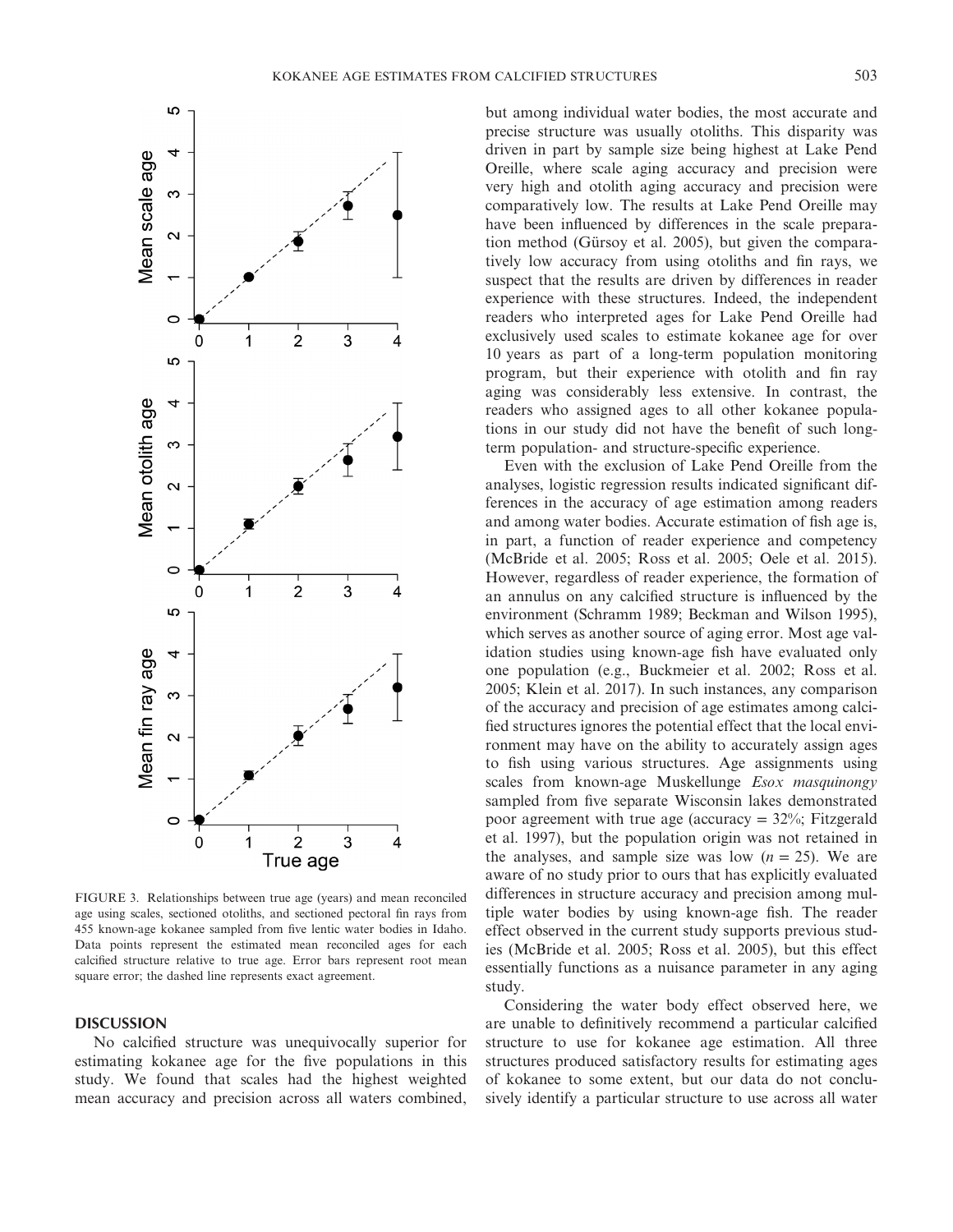FIGURE 3. Relationships between true age (years) and mean reconciled age using scales, sectioned otoliths, and sectioned pectoral fin rays from 455 known-age kokanee sampled from five lentic water bodies in Idaho. Data points represent the estimated mean reconciled ages for each calcified structure relative to true age. Error bars represent root mean square error; the dashed line represents exact agreement.

## DISCUSSION

No calcified structure was unequivocally superior for estimating kokanee age for the five populations in this study. We found that scales had the highest weighted mean accuracy and precision across all waters combined, but among individual water bodies, the most accurate and precise structure was usually otoliths. This disparity was driven in part by sample size being highest at Lake Pend Oreille, where scale aging accuracy and precision were very high and otolith aging accuracy and precision were comparatively low. The results at Lake Pend Oreille may have been influenced by differences in the scale preparation method (Gürsoy et al. 2005), but given the comparatively low accuracy from using otoliths and fin rays, we suspect that the results are driven by differences in reader experience with these structures. Indeed, the independent readers who interpreted ages for Lake Pend Oreille had exclusively used scales to estimate kokanee age for over 10 years as part of a long-term population monitoring program, but their experience with otolith and fin ray aging was considerably less extensive. In contrast, the readers who assigned ages to all other kokanee populations in our study did not have the benefit of such long-term population- and structure-specific experience.

Even with the exclusion of Lake Pend Oreille from the analyses, logistic regression results indicated significant differences in the accuracy of age estimation among readers and among water bodies. Accurate estimation of fish age is, in part, a function of reader experience and competency (McBride et al. 2005; Ross et al. 2005; Oele et al. 2015). However, regardless of reader experience, the formation of an annulus on any calcified structure is influenced by the environment (Schramm 1989; Beckman and Wilson 1995), which serves as another source of aging error. Most age validation studies using known-age fish have evaluated only one population (e.g., Buckmeier et al. 2002; Ross et al. 2005; Klein et al. 2017). In such instances, any comparison of the accuracy and precision of age estimates among calcified structures ignores the potential effect that the local environment may have on the ability to accurately assign ages to fish using various structures. Age assignments using scales from known-age Muskellunge *Esox masquinongy* sampled from five separate Wisconsin lakes demonstrated poor agreement with true age (accuracy = 32%; Fitzgerald et al. 1997), but the population origin was not retained in the analyses, and sample size was low ($n = 25$). We are aware of no study prior to ours that has explicitly evaluated differences in structure accuracy and precision among multiple water bodies by using known-age fish. The reader effect observed in the current study supports previous studies (McBride et al. 2005; Ross et al. 2005), but this effect essentially functions as a nuisance parameter in any aging study.

Considering the water body effect observed here, we are unable to definitively recommend a particular calcified structure to use for kokanee age estimation. All three structures produced satisfactory results for estimating ages of kokanee to some extent, but our data do not conclusively identify a particular structure to use across all water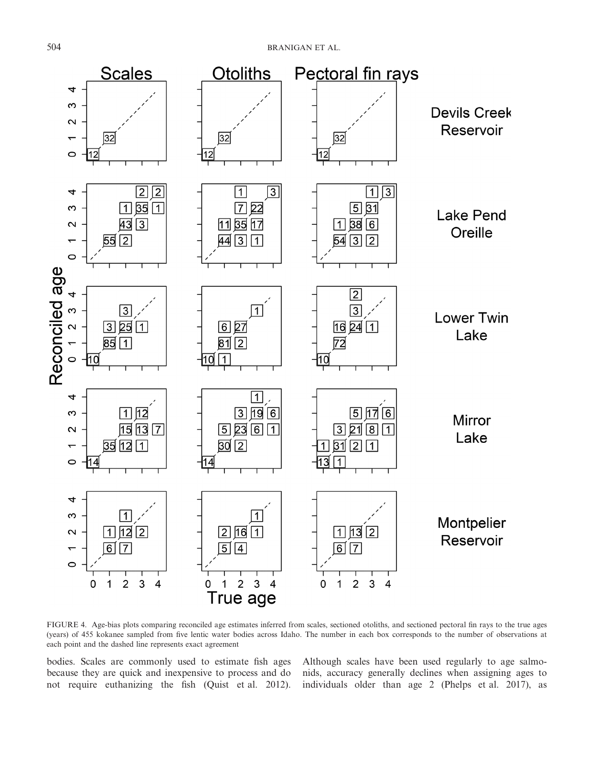FIGURE 4. Age-bias plots comparing reconciled age estimates inferred from scales, sectioned otoliths, and sectioned pectoral fin rays to the true ages (years) of 455 kokanee sampled from five lentic water bodies across Idaho. The number in each box corresponds to the number of observations at each point and the dashed line represents exact agreement

bodies. Scales are commonly used to estimate fish ages because they are quick and inexpensive to process and do not require euthanizing the fish (Quist et al. 2012). Although scales have been used regularly to age salmonids, accuracy generally declines when assigning ages to individuals older than age 2 (Phelps et al. 2017), as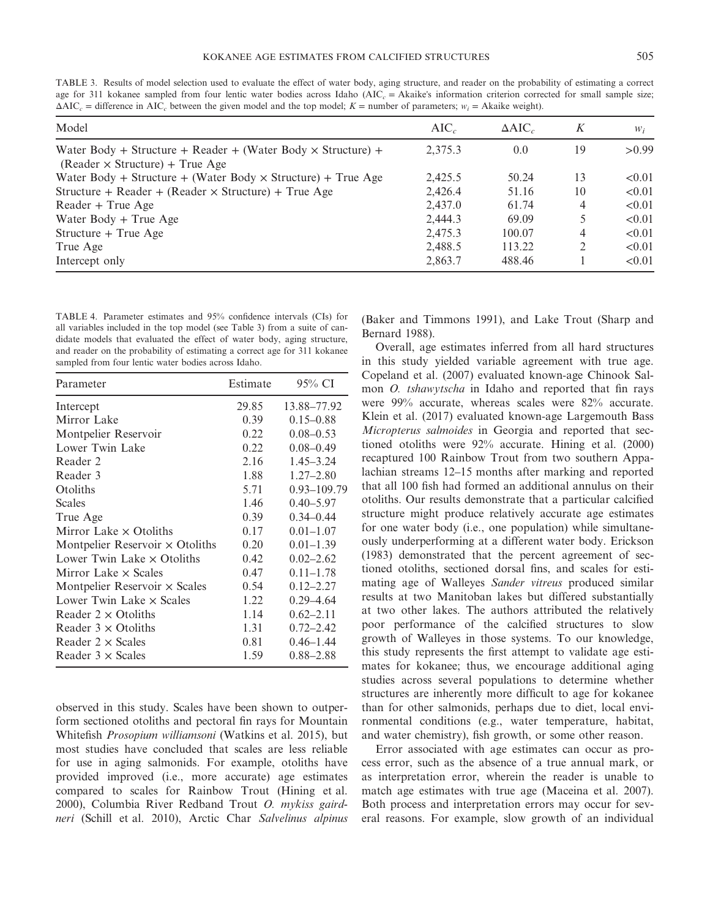TABLE 3. Results of model selection used to evaluate the effect of water body, aging structure, and reader on the probability of estimating a correct age for 311 kokanee sampled from four lentic water bodies across Idaho ($AIC_c$ = Akaike's information criterion corrected for small sample size; $\Delta AIC_c$ = difference in $AIC_c$ between the given model and the top model; $K$ = number of parameters; $w_i$ = Akaike weight).

| Model | $AIC_c$ | $\Delta AIC_c$ | $K$ | $w_i$ |
|---|---|---|---|---|
| Water Body + Structure + Reader + (Water Body × Structure) + (Reader × Structure) + True Age | 2,375.3 | 0.0 | 19 | >0.99 |
| Water Body + Structure + (Water Body × Structure) + True Age | 2,425.5 | 50.24 | 13 | <0.01 |
| Structure + Reader + (Reader × Structure) + True Age | 2,426.4 | 51.16 | 10 | <0.01 |
| Reader + True Age | 2,437.0 | 61.74 | 4 | <0.01 |
| Water Body + True Age | 2,444.3 | 69.09 | 5 | <0.01 |
| Structure + True Age | 2,475.3 | 100.07 | 4 | <0.01 |
| True Age | 2,488.5 | 113.22 | 2 | <0.01 |
| Intercept only | 2,863.7 | 488.46 | 1 | <0.01 |

TABLE 4. Parameter estimates and 95% confidence intervals (CIs) for all variables included in the top model (see Table 3) from a suite of candidate models that evaluated the effect of water body, aging structure, and reader on the probability of estimating a correct age for 311 kokanee sampled from four lentic water bodies across Idaho.

| Parameter | Estimate | 95% CI |
|---|---|---|
| Intercept | 29.85 | 13.88–77.92 |
| Mirror Lake | 0.39 | 0.15–0.88 |
| Montpelier Reservoir | 0.22 | 0.08–0.53 |
| Lower Twin Lake | 0.22 | 0.08–0.49 |
| Reader 2 | 2.16 | 1.45–3.24 |
| Reader 3 | 1.88 | 1.27–2.80 |
| Otoliths | 5.71 | 0.93–109.79 |
| Scales | 1.46 | 0.40–5.97 |
| True Age | 0.39 | 0.34–0.44 |
| Mirror Lake × Otoliths | 0.17 | 0.01–1.07 |
| Montpelier Reservoir × Otoliths | 0.20 | 0.01–1.39 |
| Lower Twin Lake × Otoliths | 0.42 | 0.02–2.62 |
| Mirror Lake × Scales | 0.47 | 0.11–1.78 |
| Montpelier Reservoir × Scales | 0.54 | 0.12–2.27 |
| Lower Twin Lake × Scales | 1.22 | 0.29–4.64 |
| Reader 2 × Otoliths | 1.14 | 0.62–2.11 |
| Reader 3 × Otoliths | 1.31 | 0.72–2.42 |
| Reader 2 × Scales | 0.81 | 0.46–1.44 |
| Reader 3 × Scales | 1.59 | 0.88–2.88 |

observed in this study. Scales have been shown to outperform sectioned otoliths and pectoral fin rays for Mountain Whitefish *Prosopium williamsoni* (Watkins et al. 2015), but most studies have concluded that scales are less reliable for use in aging salmonids. For example, otoliths have provided improved (i.e., more accurate) age estimates compared to scales for Rainbow Trout (Hining et al. 2000), Columbia River Redband Trout *O. mykiss gairdneri* (Schill et al. 2010), Arctic Char *Salvelinus alpinus* (Baker and Timmons 1991), and Lake Trout (Sharp and Bernard 1988).

Overall, age estimates inferred from all hard structures in this study yielded variable agreement with true age. Copeland et al. (2007) evaluated known-age Chinook Salmon *O. tshawytscha* in Idaho and reported that fin rays were 99% accurate, whereas scales were 82% accurate. Klein et al. (2017) evaluated known-age Largemouth Bass *Micropterus salmoides* in Georgia and reported that sectioned otoliths were 92% accurate. Hining et al. (2000) recaptured 100 Rainbow Trout from two southern Appalachian streams 12–15 months after marking and reported that all 100 fish had formed an additional annulus on their otoliths. Our results demonstrate that a particular calcified structure might produce relatively accurate age estimates for one water body (i.e., one population) while simultaneously underperforming at a different water body. Erickson (1983) demonstrated that the percent agreement of sectioned otoliths, sectioned dorsal fins, and scales for estimating age of Walleyes *Sander vitreus* produced similar results at two Manitoban lakes but differed substantially at two other lakes. The authors attributed the relatively poor performance of the calcified structures to slow growth of Walleyes in those systems. To our knowledge, this study represents the first attempt to validate age estimates for kokanee; thus, we encourage additional aging studies across several populations to determine whether structures are inherently more difficult to age for kokanee than for other salmonids, perhaps due to diet, local environmental conditions (e.g., water temperature, habitat, and water chemistry), fish growth, or some other reason.

Error associated with age estimates can occur as process error, such as the absence of a true annual mark, or as interpretation error, wherein the reader is unable to match age estimates with true age (Maceina et al. 2007). Both process and interpretation errors may occur for several reasons. For example, slow growth of an individual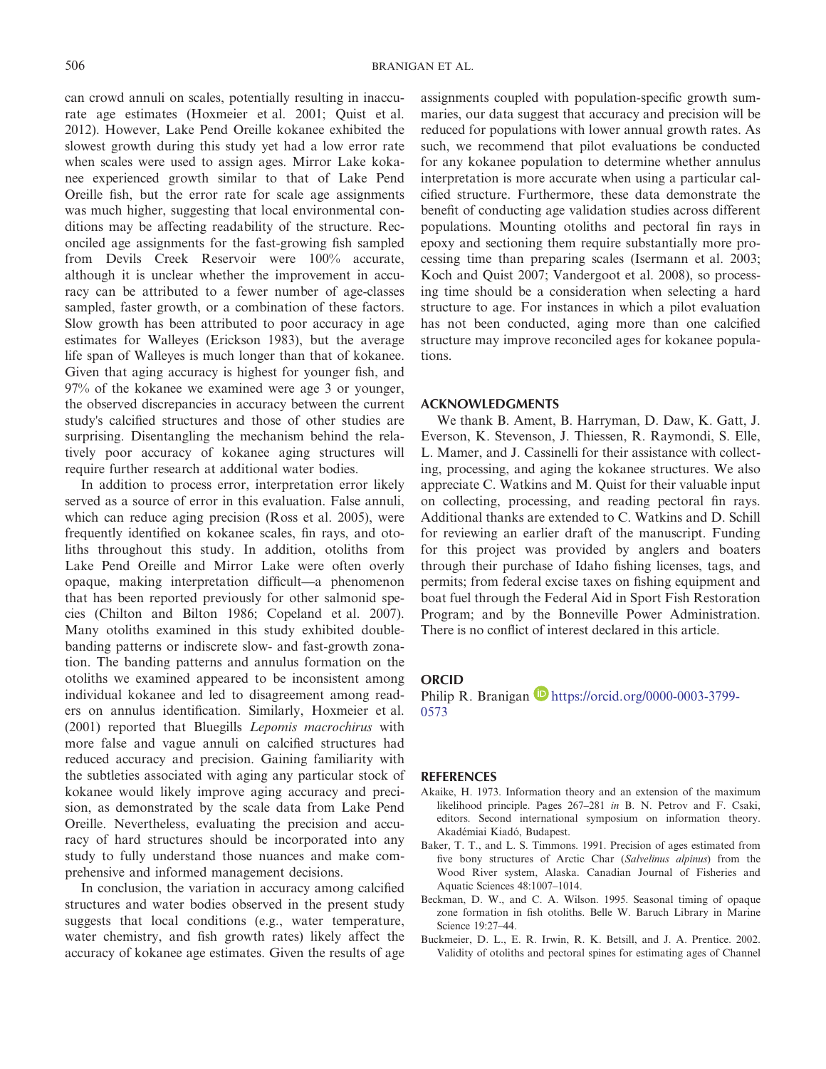can crowd annuli on scales, potentially resulting in inaccurate age estimates (Hoxmeier et al. 2001; Quist et al. 2012). However, Lake Pend Oreille kokanee exhibited the slowest growth during this study yet had a low error rate when scales were used to assign ages. Mirror Lake kokanee experienced growth similar to that of Lake Pend Oreille fish, but the error rate for scale age assignments was much higher, suggesting that local environmental conditions may be affecting readability of the structure. Reconciled age assignments for the fast-growing fish sampled from Devils Creek Reservoir were 100% accurate, although it is unclear whether the improvement in accuracy can be attributed to a fewer number of age-classes sampled, faster growth, or a combination of these factors. Slow growth has been attributed to poor accuracy in age estimates for Walleyes (Erickson 1983), but the average life span of Walleyes is much longer than that of kokanee. Given that aging accuracy is highest for younger fish, and 97% of the kokanee we examined were age 3 or younger, the observed discrepancies in accuracy between the current study's calcified structures and those of other studies are surprising. Disentangling the mechanism behind the relatively poor accuracy of kokanee aging structures will require further research at additional water bodies.

In addition to process error, interpretation error likely served as a source of error in this evaluation. False annuli, which can reduce aging precision (Ross et al. 2005), were frequently identified on kokanee scales, fin rays, and otoliths throughout this study. In addition, otoliths from Lake Pend Oreille and Mirror Lake were often overly opaque, making interpretation difficult—a phenomenon that has been reported previously for other salmonid species (Chilton and Bilton 1986; Copeland et al. 2007). Many otoliths examined in this study exhibited double-banding patterns or indiscrete slow- and fast-growth zonation. The banding patterns and annulus formation on the otoliths we examined appeared to be inconsistent among individual kokanee and led to disagreement among readers on annulus identification. Similarly, Hoxmeier et al. (2001) reported that Bluegills *Lepomis macrochirus* with more false and vague annuli on calcified structures had reduced accuracy and precision. Gaining familiarity with the subtleties associated with aging any particular stock of kokanee would likely improve aging accuracy and precision, as demonstrated by the scale data from Lake Pend Oreille. Nevertheless, evaluating the precision and accuracy of hard structures should be incorporated into any study to fully understand those nuances and make comprehensive and informed management decisions.

In conclusion, the variation in accuracy among calcified structures and water bodies observed in the present study suggests that local conditions (e.g., water temperature, water chemistry, and fish growth rates) likely affect the accuracy of kokanee age estimates. Given the results of age assignments coupled with population-specific growth summaries, our data suggest that accuracy and precision will be reduced for populations with lower annual growth rates. As such, we recommend that pilot evaluations be conducted for any kokanee population to determine whether annulus interpretation is more accurate when using a particular calcified structure. Furthermore, these data demonstrate the benefit of conducting age validation studies across different populations. Mounting otoliths and pectoral fin rays in epoxy and sectioning them require substantially more processing time than preparing scales (Isermann et al. 2003; Koch and Quist 2007; Vandergoot et al. 2008), so processing time should be a consideration when selecting a hard structure to age. For instances in which a pilot evaluation has not been conducted, aging more than one calcified structure may improve reconciled ages for kokanee populations.

## ACKNOWLEDGMENTS

We thank B. Ament, B. Harryman, D. Daw, K. Gatt, J. Everson, K. Stevenson, J. Thiessen, R. Raymondi, S. Elle, L. Mamer, and J. Cassinelli for their assistance with collecting, processing, and aging the kokanee structures. We also appreciate C. Watkins and M. Quist for their valuable input on collecting, processing, and reading pectoral fin rays. Additional thanks are extended to C. Watkins and D. Schill for reviewing an earlier draft of the manuscript. Funding for this project was provided by anglers and boaters through their purchase of Idaho fishing licenses, tags, and permits; from federal excise taxes on fishing equipment and boat fuel through the Federal Aid in Sport Fish Restoration Program; and by the Bonneville Power Administration. There is no conflict of interest declared in this article.

## ORCID

Philip R. Branigan https://orcid.org/0000-0003-3799-0573

## REFERENCES

Akaike, H. 1973. Information theory and an extension of the maximum likelihood principle. Pages 267–281 *in* B. N. Petrov and F. Csaki, editors. Second international symposium on information theory. Akadémiai Kiadó, Budapest.

Baker, T. T., and L. S. Timmons. 1991. Precision of ages estimated from five bony structures of Arctic Char (*Salvelinus alpinus*) from the Wood River system, Alaska. Canadian Journal of Fisheries and Aquatic Sciences 48:1007–1014.

Beckman, D. W., and C. A. Wilson. 1995. Seasonal timing of opaque zone formation in fish otoliths. Belle W. Baruch Library in Marine Science 19:27–44.

Buckmeier, D. L., E. R. Irwin, R. K. Betsill, and J. A. Prentice. 2002. Validity of otoliths and pectoral spines for estimating ages of Channel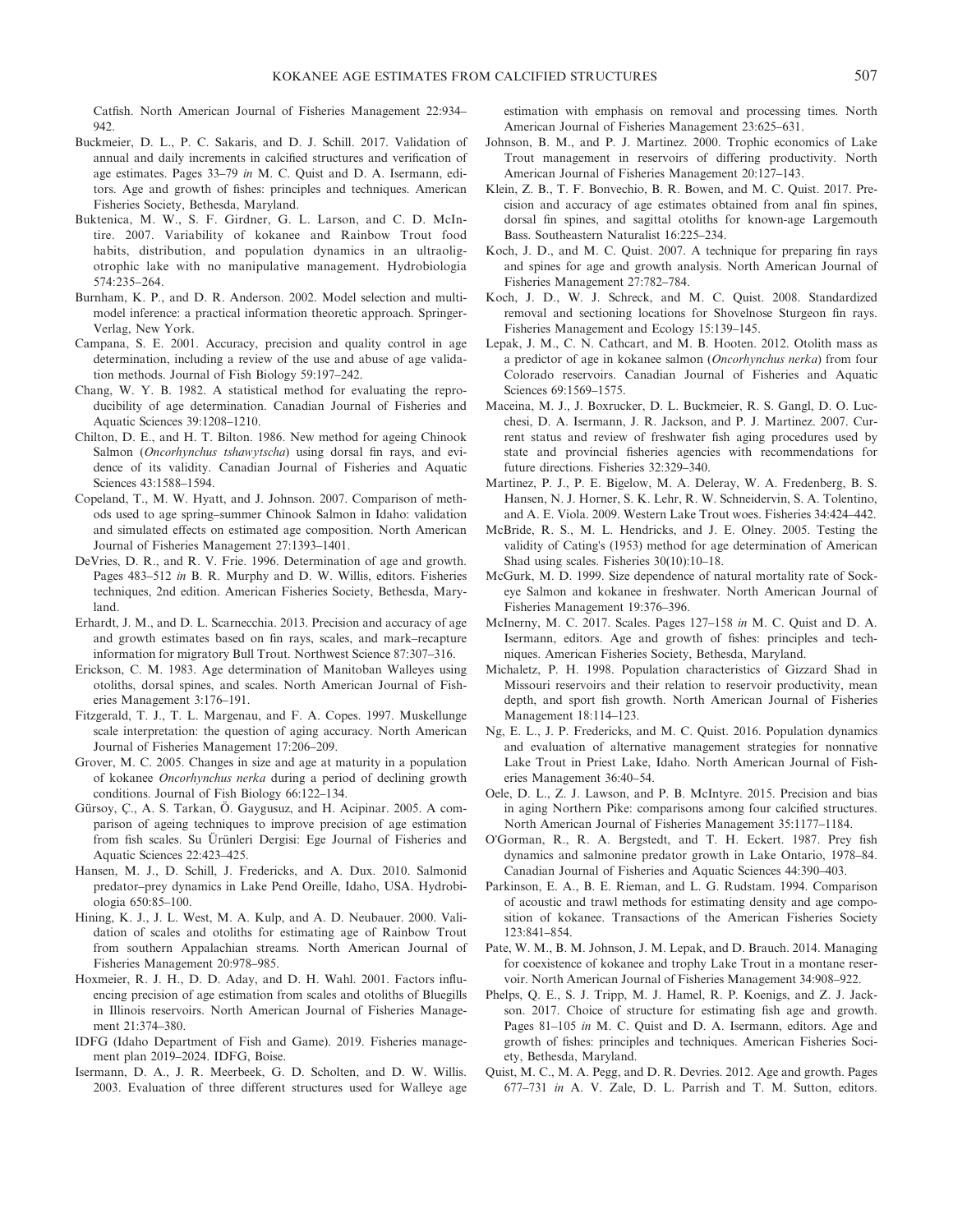Catfish. North American Journal of Fisheries Management 22:934–942.

Buckmeier, D. L., P. C. Sakaris, and D. J. Schill. 2017. Validation of annual and daily increments in calcified structures and verification of age estimates. Pages 33–79 *in* M. C. Quist and D. A. Isermann, editors. Age and growth of fishes: principles and techniques. American Fisheries Society, Bethesda, Maryland.

Buktenica, M. W., S. F. Girdner, G. L. Larson, and C. D. McIntire. 2007. Variability of kokanee and Rainbow Trout food habits, distribution, and population dynamics in an ultraoligotrophic lake with no manipulative management. Hydrobiologia 574:235–264.

Burnham, K. P., and D. R. Anderson. 2002. Model selection and multimodel inference: a practical information theoretic approach. Springer-Verlag, New York.

Campana, S. E. 2001. Accuracy, precision and quality control in age determination, including a review of the use and abuse of age validation methods. Journal of Fish Biology 59:197–242.

Chang, W. Y. B. 1982. A statistical method for evaluating the reproducibility of age determination. Canadian Journal of Fisheries and Aquatic Sciences 39:1208–1210.

Chilton, D. E., and H. T. Bilton. 1986. New method for ageing Chinook Salmon (*Oncorhynchus tshawytscha*) using dorsal fin rays, and evidence of its validity. Canadian Journal of Fisheries and Aquatic Sciences 43:1588–1594.

Copeland, T., M. W. Hyatt, and J. Johnson. 2007. Comparison of methods used to age spring–summer Chinook Salmon in Idaho: validation and simulated effects on estimated age composition. North American Journal of Fisheries Management 27:1393–1401.

DeVries, D. R., and R. V. Frie. 1996. Determination of age and growth. Pages 483–512 *in* B. R. Murphy and D. W. Willis, editors. Fisheries techniques, 2nd edition. American Fisheries Society, Bethesda, Maryland.

Erhardt, J. M., and D. L. Scarnecchia. 2013. Precision and accuracy of age and growth estimates based on fin rays, scales, and mark–recapture information for migratory Bull Trout. Northwest Science 87:307–316.

Erickson, C. M. 1983. Age determination of Manitoban Walleyes using otoliths, dorsal spines, and scales. North American Journal of Fisheries Management 3:176–191.

Fitzgerald, T. J., T. L. Margenau, and F. A. Copes. 1997. Muskellunge scale interpretation: the question of aging accuracy. North American Journal of Fisheries Management 17:206–209.

Grover, M. C. 2005. Changes in size and age at maturity in a population of kokanee *Oncorhynchus nerka* during a period of declining growth conditions. Journal of Fish Biology 66:122–134.

Gürsoy, Ç., A. S. Tarkan, Ö. Gaygusuz, and H. Acipinar. 2005. A comparison of ageing techniques to improve precision of age estimation from fish scales. Su Ürünleri Dergisi: Ege Journal of Fisheries and Aquatic Sciences 22:423–425.

Hansen, M. J., D. Schill, J. Fredericks, and A. Dux. 2010. Salmonid predator–prey dynamics in Lake Pend Oreille, Idaho, USA. Hydrobiologia 650:85–100.

Hining, K. J., J. L. West, M. A. Kulp, and A. D. Neubauer. 2000. Validation of scales and otoliths for estimating age of Rainbow Trout from southern Appalachian streams. North American Journal of Fisheries Management 20:978–985.

Hoxmeier, R. J. H., D. D. Aday, and D. H. Wahl. 2001. Factors influencing precision of age estimation from scales and otoliths of Bluegills in Illinois reservoirs. North American Journal of Fisheries Management 21:374–380.

IDFG (Idaho Department of Fish and Game). 2019. Fisheries management plan 2019–2024. IDFG, Boise.

Isermann, D. A., J. R. Meerbeek, G. D. Scholten, and D. W. Willis. 2003. Evaluation of three different structures used for Walleye age estimation with emphasis on removal and processing times. North American Journal of Fisheries Management 23:625–631.

Johnson, B. M., and P. J. Martinez. 2000. Trophic economics of Lake Trout management in reservoirs of differing productivity. North American Journal of Fisheries Management 20:127–143.

Klein, Z. B., T. F. Bonvechio, B. R. Bowen, and M. C. Quist. 2017. Precision and accuracy of age estimates obtained from anal fin spines, dorsal fin spines, and sagittal otoliths for known-age Largemouth Bass. Southeastern Naturalist 16:225–234.

Koch, J. D., and M. C. Quist. 2007. A technique for preparing fin rays and spines for age and growth analysis. North American Journal of Fisheries Management 27:782–784.

Koch, J. D., W. J. Schreck, and M. C. Quist. 2008. Standardized removal and sectioning locations for Shovelnose Sturgeon fin rays. Fisheries Management and Ecology 15:139–145.

Lepak, J. M., C. N. Cathcart, and M. B. Hooten. 2012. Otolith mass as a predictor of age in kokanee salmon (*Oncorhynchus nerka*) from four Colorado reservoirs. Canadian Journal of Fisheries and Aquatic Sciences 69:1569–1575.

Maceina, M. J., J. Boxrucker, D. L. Buckmeier, R. S. Gangl, D. O. Lucchesi, D. A. Isermann, J. R. Jackson, and P. J. Martinez. 2007. Current status and review of freshwater fish aging procedures used by state and provincial fisheries agencies with recommendations for future directions. Fisheries 32:329–340.

Martinez, P. J., P. E. Bigelow, M. A. Deleray, W. A. Fredenberg, B. S. Hansen, N. J. Horner, S. K. Lehr, R. W. Schneidervin, S. A. Tolentino, and A. E. Viola. 2009. Western Lake Trout woes. Fisheries 34:424–442.

McBride, R. S., M. L. Hendricks, and J. E. Olney. 2005. Testing the validity of Cating's (1953) method for age determination of American Shad using scales. Fisheries 30(10):10–18.

McGurk, M. D. 1999. Size dependence of natural mortality rate of Sockeye Salmon and kokanee in freshwater. North American Journal of Fisheries Management 19:376–396.

McInerny, M. C. 2017. Scales. Pages 127–158 *in* M. C. Quist and D. A. Isermann, editors. Age and growth of fishes: principles and techniques. American Fisheries Society, Bethesda, Maryland.

Michaletz, P. H. 1998. Population characteristics of Gizzard Shad in Missouri reservoirs and their relation to reservoir productivity, mean depth, and sport fish growth. North American Journal of Fisheries Management 18:114–123.

Ng, E. L., J. P. Fredericks, and M. C. Quist. 2016. Population dynamics and evaluation of alternative management strategies for nonnative Lake Trout in Priest Lake, Idaho. North American Journal of Fisheries Management 36:40–54.

Oele, D. L., Z. J. Lawson, and P. B. McIntyre. 2015. Precision and bias in aging Northern Pike: comparisons among four calcified structures. North American Journal of Fisheries Management 35:1177–1184.

O'Gorman, R., R. A. Bergstedt, and T. H. Eckert. 1987. Prey fish dynamics and salmonine predator growth in Lake Ontario, 1978–84. Canadian Journal of Fisheries and Aquatic Sciences 44:390–403.

Parkinson, E. A., B. E. Rieman, and L. G. Rudstam. 1994. Comparison of acoustic and trawl methods for estimating density and age composition of kokanee. Transactions of the American Fisheries Society 123:841–854.

Pate, W. M., B. M. Johnson, J. M. Lepak, and D. Brauch. 2014. Managing for coexistence of kokanee and trophy Lake Trout in a montane reservoir. North American Journal of Fisheries Management 34:908–922.

Phelps, Q. E., S. J. Tripp, M. J. Hamel, R. P. Koenigs, and Z. J. Jackson. 2017. Choice of structure for estimating fish age and growth. Pages 81–105 *in* M. C. Quist and D. A. Isermann, editors. Age and growth of fishes: principles and techniques. American Fisheries Society, Bethesda, Maryland.

Quist, M. C., M. A. Pegg, and D. R. Devries. 2012. Age and growth. Pages 677–731 *in* A. V. Zale, D. L. Parrish and T. M. Sutton, editors.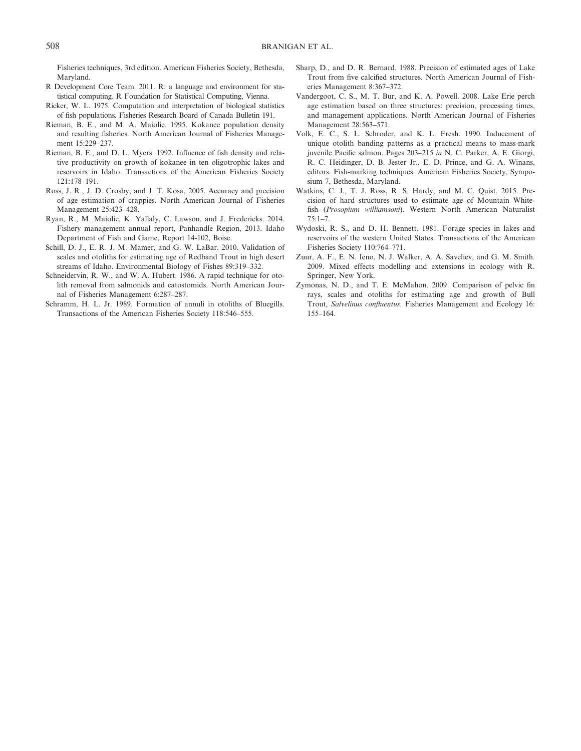Fisheries techniques, 3rd edition. American Fisheries Society, Bethesda, Maryland.

R Development Core Team. 2011. R: a language and environment for statistical computing. R Foundation for Statistical Computing, Vienna.

Ricker, W. L. 1975. Computation and interpretation of biological statistics of fish populations. Fisheries Research Board of Canada Bulletin 191.

Rieman, B. E., and M. A. Maiolie. 1995. Kokanee population density and resulting fisheries. North American Journal of Fisheries Management 15:229–237.

Rieman, B. E., and D. L. Myers. 1992. Influence of fish density and relative productivity on growth of kokanee in ten oligotrophic lakes and reservoirs in Idaho. Transactions of the American Fisheries Society 121:178–191.

Ross, J. R., J. D. Crosby, and J. T. Kosa. 2005. Accuracy and precision of age estimation of crappies. North American Journal of Fisheries Management 25:423–428.

Ryan, R., M. Maiolie, K. Yallaly, C. Lawson, and J. Fredericks. 2014. Fishery management annual report, Panhandle Region, 2013. Idaho Department of Fish and Game, Report 14-102, Boise.

Schill, D. J., E. R. J. M. Mamer, and G. W. LaBar. 2010. Validation of scales and otoliths for estimating age of Redband Trout in high desert streams of Idaho. Environmental Biology of Fishes 89:319–332.

Schneidervin, R. W., and W. A. Hubert. 1986. A rapid technique for otolith removal from salmonids and catostomids. North American Journal of Fisheries Management 6:287–287.

Schramm, H. L. Jr. 1989. Formation of annuli in otoliths of Bluegills. Transactions of the American Fisheries Society 118:546–555.

Sharp, D., and D. R. Bernard. 1988. Precision of estimated ages of Lake Trout from five calcified structures. North American Journal of Fisheries Management 8:367–372.

Vandergoot, C. S., M. T. Bur, and K. A. Powell. 2008. Lake Erie perch age estimation based on three structures: precision, processing times, and management applications. North American Journal of Fisheries Management 28:563–571.

Volk, E. C., S. L. Schroder, and K. L. Fresh. 1990. Inducement of unique otolith banding patterns as a practical means to mass-mark juvenile Pacific salmon. Pages 203–215 *in* N. C. Parker, A. E. Giorgi, R. C. Heidinger, D. B. Jester Jr., E. D. Prince, and G. A. Winans, editors. Fish-marking techniques. American Fisheries Society, Symposium 7, Bethesda, Maryland.

Watkins, C. J., T. J. Ross, R. S. Hardy, and M. C. Quist. 2015. Precision of hard structures used to estimate age of Mountain Whitefish (*Prosopium williamsoni*). Western North American Naturalist 75:1–7.

Wydoski, R. S., and D. H. Bennett. 1981. Forage species in lakes and reservoirs of the western United States. Transactions of the American Fisheries Society 110:764–771.

Zuur, A. F., E. N. Ieno, N. J. Walker, A. A. Saveliev, and G. M. Smith. 2009. Mixed effects modelling and extensions in ecology with R. Springer, New York.

Zymonas, N. D., and T. E. McMahon. 2009. Comparison of pelvic fin rays, scales and otoliths for estimating age and growth of Bull Trout, *Salvelinus confluentus*. Fisheries Management and Ecology 16: 155–164.